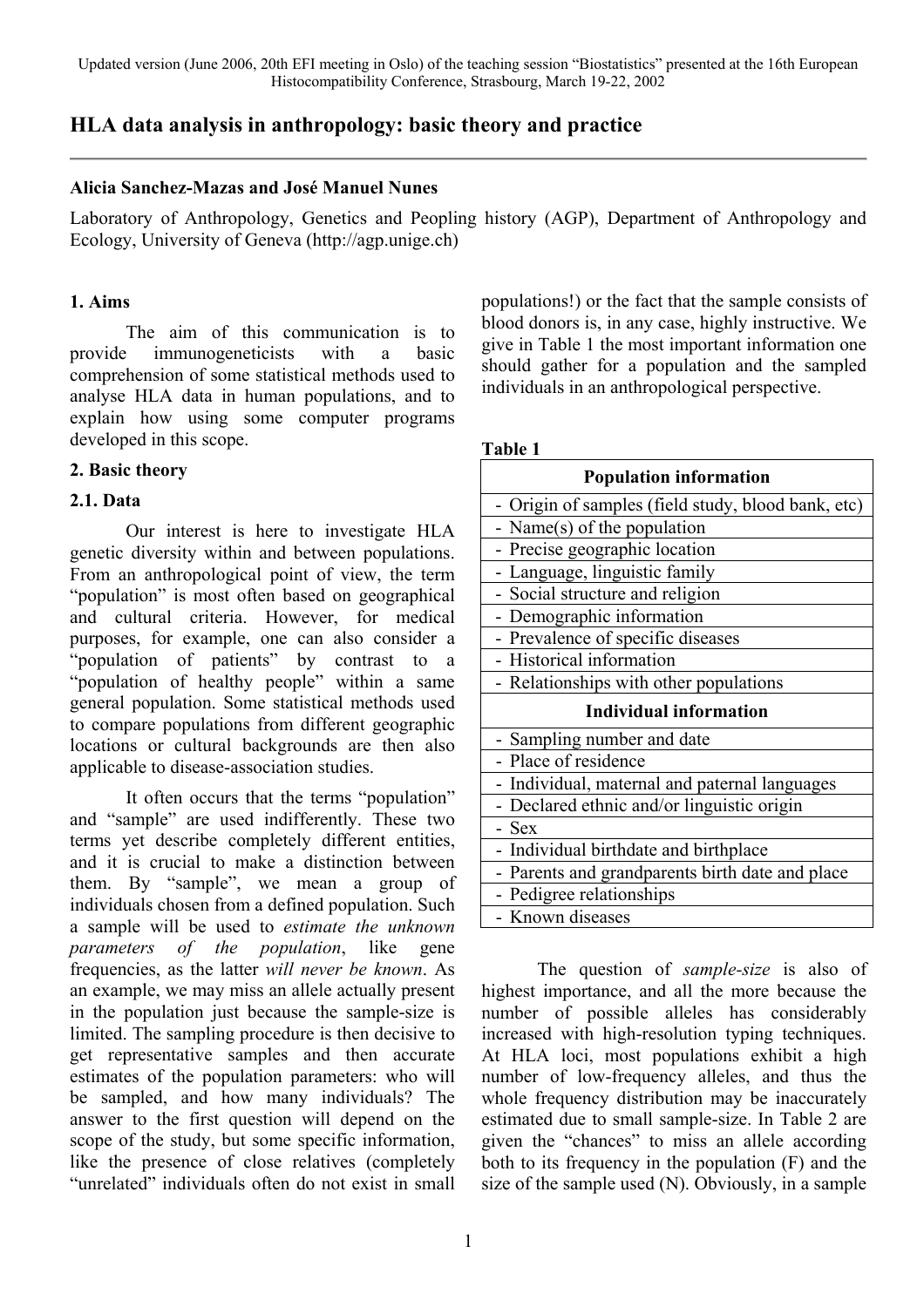Updated version (June 2006, 20th EFI meeting in Oslo) of the teaching session "Biostatistics" presented at the 16th European Histocompatibility Conference, Strasbourg, March 19-22, 2002

# HLA data analysis in anthropology: basic theory and practice

**Alicia Sanchez-Mazas and José Manuel Nunes**

Laboratory of Anthropology, Genetics and Peopling history (AGP), Department of Anthropology and Ecology, University of Geneva (http://agp.unige.ch)

## 1. Aims

The aim of this communication is to provide immunogeneticists with a basic comprehension of some statistical methods used to analyse HLA data in human populations, and to explain how using some computer programs developed in this scope.

## 2. Basic theory

### 2.1. Data

Our interest is here to investigate HLA genetic diversity within and between populations. From an anthropological point of view, the term "population" is most often based on geographical and cultural criteria. However, for medical purposes, for example, one can also consider a "population of patients" by contrast to a "population of healthy people" within a same general population. Some statistical methods used to compare populations from different geographic locations or cultural backgrounds are then also applicable to disease-association studies.

It often occurs that the terms "population" and "sample" are used indifferently. These two terms yet describe completely different entities, and it is crucial to make a distinction between them. By "sample", we mean a group of individuals chosen from a defined population. Such a sample will be used to *estimate the unknown parameters of the population*, like gene frequencies, as the latter *will never be known*. As an example, we may miss an allele actually present in the population just because the sample-size is limited. The sampling procedure is then decisive to get representative samples and then accurate estimates of the population parameters: who will be sampled, and how many individuals? The answer to the first question will depend on the scope of the study, but some specific information, like the presence of close relatives (completely "unrelated" individuals often do not exist in small populations!) or the fact that the sample consists of blood donors is, in any case, highly instructive. We give in Table 1 the most important information one should gather for a population and the sampled individuals in an anthropological perspective.

**Table 1**

| Population information |
|---|
| - Origin of samples (field study, blood bank, etc) |
| - Name(s) of the population |
| - Precise geographic location |
| - Language, linguistic family |
| - Social structure and religion |
| - Demographic information |
| - Prevalence of specific diseases |
| - Historical information |
| - Relationships with other populations |
| **Individual information** |
| - Sampling number and date |
| - Place of residence |
| - Individual, maternal and paternal languages |
| - Declared ethnic and/or linguistic origin |
| - Sex |
| - Individual birthdate and birthplace |
| - Parents and grandparents birth date and place |
| - Pedigree relationships |
| - Known diseases |

The question of *sample-size* is also of highest importance, and all the more because the number of possible alleles has considerably increased with high-resolution typing techniques. At HLA loci, most populations exhibit a high number of low-frequency alleles, and thus the whole frequency distribution may be inaccurately estimated due to small sample-size. In Table 2 are given the "chances" to miss an allele according both to its frequency in the population (F) and the size of the sample used (N). Obviously, in a sample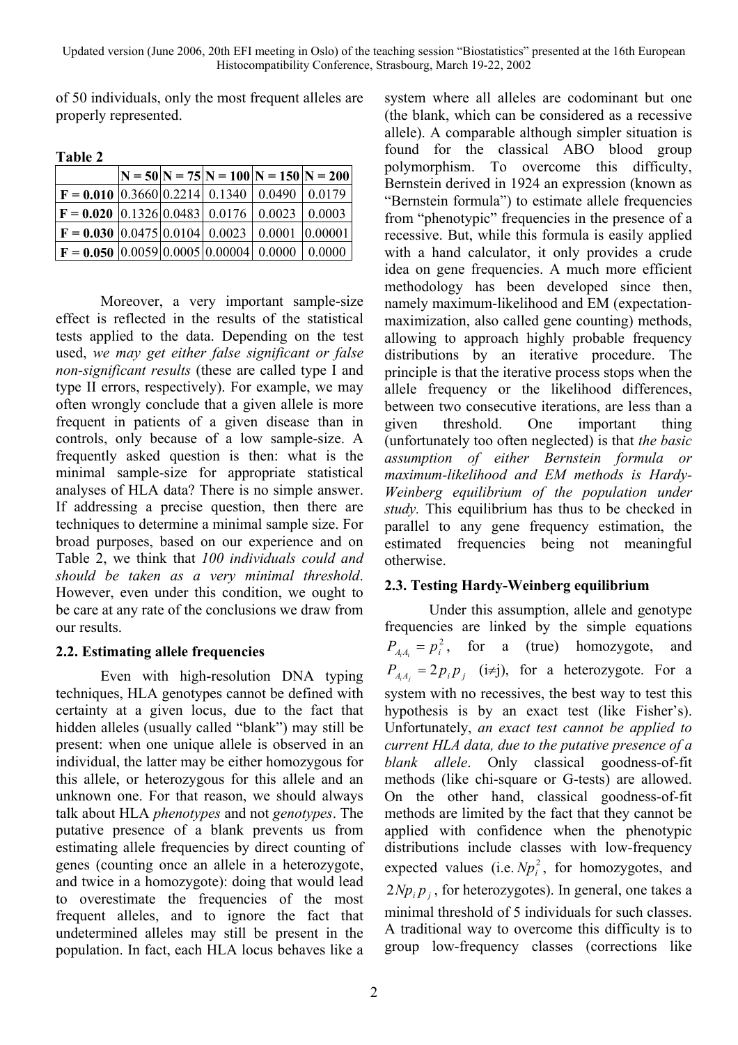of 50 individuals, only the most frequent alleles are properly represented.

**Table 2**

| | **N = 50** | **N = 75** | **N = 100** | **N = 150** | **N = 200** |
|---|---|---|---|---|---|
| **F = 0.010** | 0.3660 | 0.2214 | 0.1340 | 0.0490 | 0.0179 |
| **F = 0.020** | 0.1326 | 0.0483 | 0.0176 | 0.0023 | 0.0003 |
| **F = 0.030** | 0.0475 | 0.0104 | 0.0023 | 0.0001 | 0.00001 |
| **F = 0.050** | 0.0059 | 0.0005 | 0.00004 | 0.0000 | 0.0000 |

Moreover, a very important sample-size effect is reflected in the results of the statistical tests applied to the data. Depending on the test used, *we may get either false significant or false non-significant results* (these are called type I and type II errors, respectively). For example, we may often wrongly conclude that a given allele is more frequent in patients of a given disease than in controls, only because of a low sample-size. A frequently asked question is then: what is the minimal sample-size for appropriate statistical analyses of HLA data? There is no simple answer. If addressing a precise question, then there are techniques to determine a minimal sample size. For broad purposes, based on our experience and on Table 2, we think that *100 individuals could and should be taken as a very minimal threshold*. However, even under this condition, we ought to be care at any rate of the conclusions we draw from our results.

## 2.2. Estimating allele frequencies

Even with high-resolution DNA typing techniques, HLA genotypes cannot be defined with certainty at a given locus, due to the fact that hidden alleles (usually called "blank") may still be present: when one unique allele is observed in an individual, the latter may be either homozygous for this allele, or heterozygous for this allele and an unknown one. For that reason, we should always talk about HLA *phenotypes* and not *genotypes*. The putative presence of a blank prevents us from estimating allele frequencies by direct counting of genes (counting once an allele in a heterozygote, and twice in a homozygote): doing that would lead to overestimate the frequencies of the most frequent alleles, and to ignore the fact that undetermined alleles may still be present in the population. In fact, each HLA locus behaves like a system where all alleles are codominant but one (the blank, which can be considered as a recessive allele). A comparable although simpler situation is found for the classical ABO blood group polymorphism. To overcome this difficulty, Bernstein derived in 1924 an expression (known as "Bernstein formula") to estimate allele frequencies from "phenotypic" frequencies in the presence of a recessive. But, while this formula is easily applied with a hand calculator, it only provides a crude idea on gene frequencies. A much more efficient methodology has been developed since then, namely maximum-likelihood and EM (expectation-maximization, also called gene counting) methods, allowing to approach highly probable frequency distributions by an iterative procedure. The principle is that the iterative process stops when the allele frequency or the likelihood differences, between two consecutive iterations, are less than a given threshold. One important thing (unfortunately too often neglected) is that *the basic assumption of either Bernstein formula or maximum-likelihood and EM methods is Hardy-Weinberg equilibrium of the population under study.* This equilibrium has thus to be checked in parallel to any gene frequency estimation, the estimated frequencies being not meaningful otherwise.

## 2.3. Testing Hardy-Weinberg equilibrium

Under this assumption, allele and genotype frequencies are linked by the simple equations $P_{A_iA_i} = p_i^2$, for a (true) homozygote, and $P_{A_iA_j} = 2p_ip_j$ (i≠j), for a heterozygote. For a system with no recessives, the best way to test this hypothesis is by an exact test (like Fisher's). Unfortunately, *an exact test cannot be applied to current HLA data, due to the putative presence of a blank allele*. Only classical goodness-of-fit methods (like chi-square or G-tests) are allowed. On the other hand, classical goodness-of-fit methods are limited by the fact that they cannot be applied with confidence when the phenotypic distributions include classes with low-frequency expected values (i.e. $Np_i^2$, for homozygotes, and $2Np_ip_j$, for heterozygotes). In general, one takes a minimal threshold of 5 individuals for such classes. A traditional way to overcome this difficulty is to group low-frequency classes (corrections like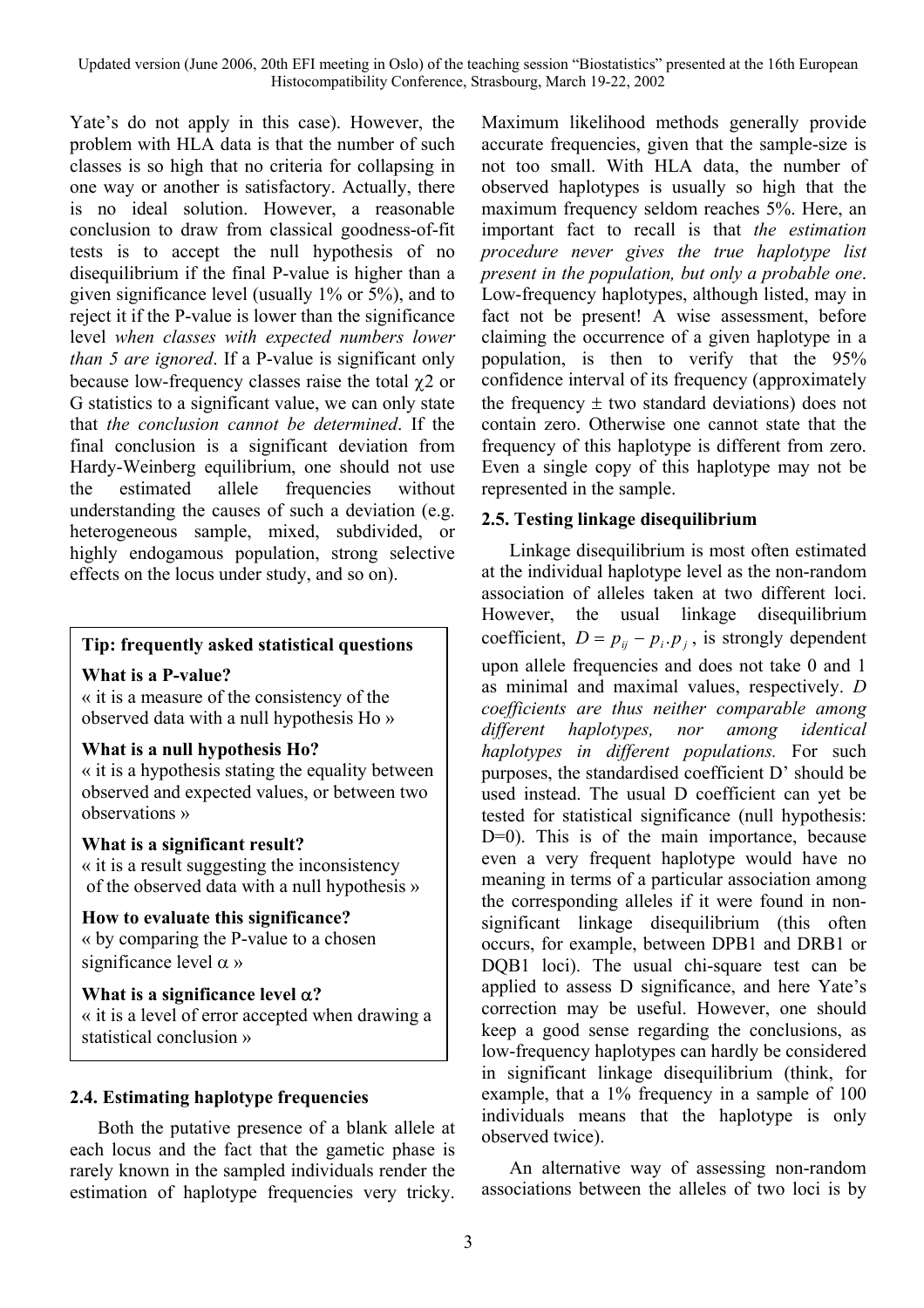Yate's do not apply in this case). However, the problem with HLA data is that the number of such classes is so high that no criteria for collapsing in one way or another is satisfactory. Actually, there is no ideal solution. However, a reasonable conclusion to draw from classical goodness-of-fit tests is to accept the null hypothesis of no disequilibrium if the final P-value is higher than a given significance level (usually 1% or 5%), and to reject it if the P-value is lower than the significance level *when classes with expected numbers lower than 5 are ignored*. If a P-value is significant only because low-frequency classes raise the total $\chi 2$ or G statistics to a significant value, we can only state that *the conclusion cannot be determined*. If the final conclusion is a significant deviation from Hardy-Weinberg equilibrium, one should not use the estimated allele frequencies without understanding the causes of such a deviation (e.g. heterogeneous sample, mixed, subdivided, or highly endogamous population, strong selective effects on the locus under study, and so on).

> **Tip: frequently asked statistical questions**
>
> **What is a P-value?**
> « it is a measure of the consistency of the observed data with a null hypothesis Ho »
>
> **What is a null hypothesis Ho?**
> « it is a hypothesis stating the equality between observed and expected values, or between two observations »
>
> **What is a significant result?**
> « it is a result suggesting the inconsistency of the observed data with a null hypothesis »
>
> **How to evaluate this significance?**
> « by comparing the P-value to a chosen significance level $\alpha$ »
>
> **What is a significance level $\alpha$?**
> « it is a level of error accepted when drawing a statistical conclusion »

### 2.4. Estimating haplotype frequencies

Both the putative presence of a blank allele at each locus and the fact that the gametic phase is rarely known in the sampled individuals render the estimation of haplotype frequencies very tricky. Maximum likelihood methods generally provide accurate frequencies, given that the sample-size is not too small. With HLA data, the number of observed haplotypes is usually so high that the maximum frequency seldom reaches 5%. Here, an important fact to recall is that *the estimation procedure never gives the true haplotype list present in the population, but only a probable one*. Low-frequency haplotypes, although listed, may in fact not be present! A wise assessment, before claiming the occurrence of a given haplotype in a population, is then to verify that the 95% confidence interval of its frequency (approximately the frequency ± two standard deviations) does not contain zero. Otherwise one cannot state that the frequency of this haplotype is different from zero. Even a single copy of this haplotype may not be represented in the sample.

### 2.5. Testing linkage disequilibrium

Linkage disequilibrium is most often estimated at the individual haplotype level as the non-random association of alleles taken at two different loci. However, the usual linkage disequilibrium coefficient, $D = p_{ij} - p_i.p_j$, is strongly dependent upon allele frequencies and does not take 0 and 1 as minimal and maximal values, respectively. *D coefficients are thus neither comparable among different haplotypes, nor among identical haplotypes in different populations.* For such purposes, the standardised coefficient D' should be used instead. The usual D coefficient can yet be tested for statistical significance (null hypothesis: D=0). This is of the main importance, because even a very frequent haplotype would have no meaning in terms of a particular association among the corresponding alleles if it were found in non-significant linkage disequilibrium (this often occurs, for example, between DPB1 and DRB1 or DQB1 loci). The usual chi-square test can be applied to assess D significance, and here Yate's correction may be useful. However, one should keep a good sense regarding the conclusions, as low-frequency haplotypes can hardly be considered in significant linkage disequilibrium (think, for example, that a 1% frequency in a sample of 100 individuals means that the haplotype is only observed twice).

An alternative way of assessing non-random associations between the alleles of two loci is by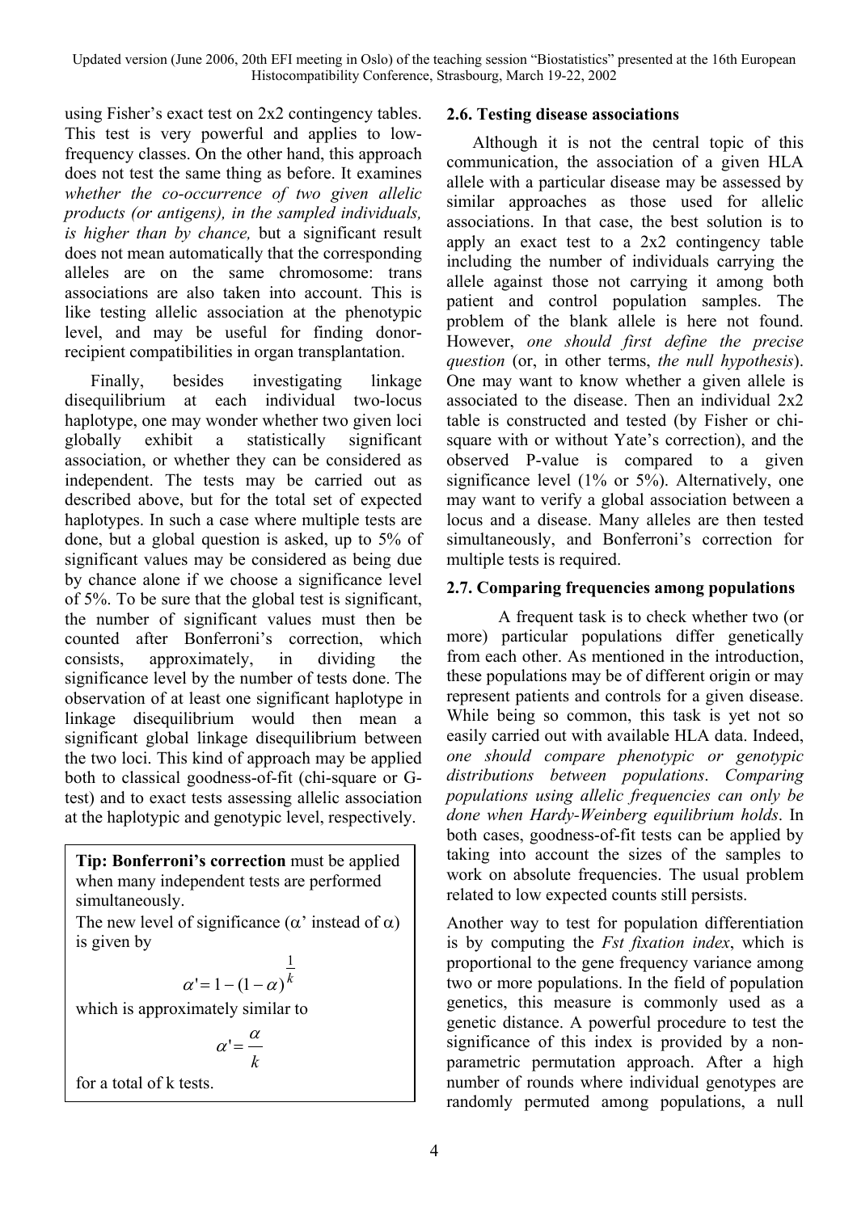using Fisher's exact test on 2x2 contingency tables. This test is very powerful and applies to low-frequency classes. On the other hand, this approach does not test the same thing as before. It examines *whether the co-occurrence of two given allelic products (or antigens), in the sampled individuals, is higher than by chance,* but a significant result does not mean automatically that the corresponding alleles are on the same chromosome: trans associations are also taken into account. This is like testing allelic association at the phenotypic level, and may be useful for finding donor-recipient compatibilities in organ transplantation.

Finally, besides investigating linkage disequilibrium at each individual two-locus haplotype, one may wonder whether two given loci globally exhibit a statistically significant association, or whether they can be considered as independent. The tests may be carried out as described above, but for the total set of expected haplotypes. In such a case where multiple tests are done, but a global question is asked, up to 5% of significant values may be considered as being due by chance alone if we choose a significance level of 5%. To be sure that the global test is significant, the number of significant values must then be counted after Bonferroni's correction, which consists, approximately, in dividing the significance level by the number of tests done. The observation of at least one significant haplotype in linkage disequilibrium would then mean a significant global linkage disequilibrium between the two loci. This kind of approach may be applied both to classical goodness-of-fit (chi-square or G-test) and to exact tests assessing allelic association at the haplotypic and genotypic level, respectively.

**Tip: Bonferroni's correction** must be applied when many independent tests are performed simultaneously.

The new level of significance ($\alpha$' instead of $\alpha$) is given by

$$\alpha' = 1 - (1 - \alpha)^{\frac{1}{k}}$$

which is approximately similar to

$$\alpha' = \frac{\alpha}{k}$$

for a total of k tests.

### 2.6. Testing disease associations

Although it is not the central topic of this communication, the association of a given HLA allele with a particular disease may be assessed by similar approaches as those used for allelic associations. In that case, the best solution is to apply an exact test to a 2x2 contingency table including the number of individuals carrying the allele against those not carrying it among both patient and control population samples. The problem of the blank allele is here not found. However, *one should first define the precise question* (or, in other terms, *the null hypothesis*). One may want to know whether a given allele is associated to the disease. Then an individual 2x2 table is constructed and tested (by Fisher or chi-square with or without Yate's correction), and the observed P-value is compared to a given significance level (1% or 5%). Alternatively, one may want to verify a global association between a locus and a disease. Many alleles are then tested simultaneously, and Bonferroni's correction for multiple tests is required.

### 2.7. Comparing frequencies among populations

A frequent task is to check whether two (or more) particular populations differ genetically from each other. As mentioned in the introduction, these populations may be of different origin or may represent patients and controls for a given disease. While being so common, this task is yet not so easily carried out with available HLA data. Indeed, *one should compare phenotypic or genotypic distributions between populations*. *Comparing populations using allelic frequencies can only be done when Hardy-Weinberg equilibrium holds*. In both cases, goodness-of-fit tests can be applied by taking into account the sizes of the samples to work on absolute frequencies. The usual problem related to low expected counts still persists.

Another way to test for population differentiation is by computing the *Fst fixation index*, which is proportional to the gene frequency variance among two or more populations. In the field of population genetics, this measure is commonly used as a genetic distance. A powerful procedure to test the significance of this index is provided by a non-parametric permutation approach. After a high number of rounds where individual genotypes are randomly permuted among populations, a null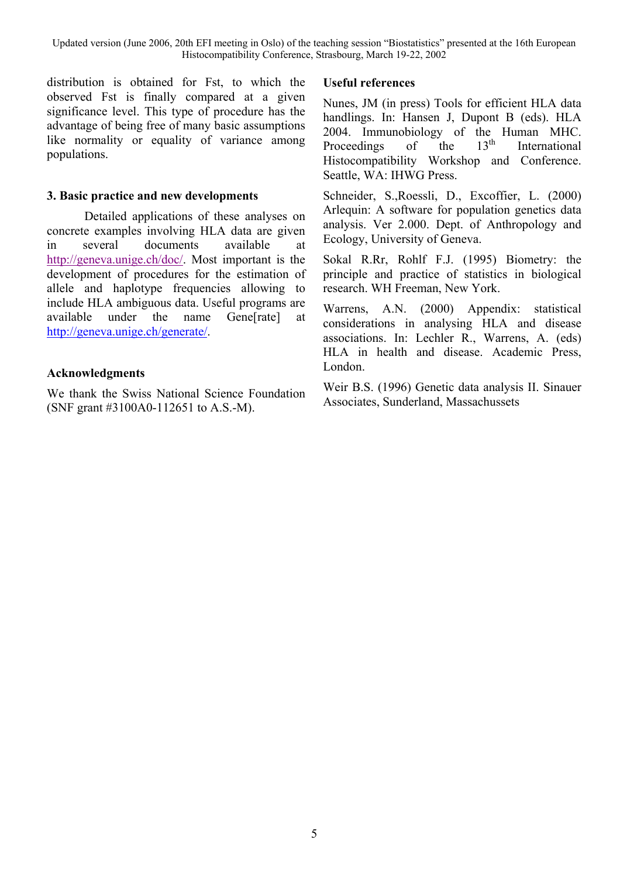distribution is obtained for Fst, to which the observed Fst is finally compared at a given significance level. This type of procedure has the advantage of being free of many basic assumptions like normality or equality of variance among populations.

### 3. Basic practice and new developments

Detailed applications of these analyses on concrete examples involving HLA data are given in several documents available at http://geneva.unige.ch/doc/. Most important is the development of procedures for the estimation of allele and haplotype frequencies allowing to include HLA ambiguous data. Useful programs are available under the name Gene[rate] at http://geneva.unige.ch/generate/.

### Acknowledgments

We thank the Swiss National Science Foundation (SNF grant #3100A0-112651 to A.S.-M).

### Useful references

Nunes, JM (in press) Tools for efficient HLA data handlings. In: Hansen J, Dupont B (eds). HLA 2004. Immunobiology of the Human MHC. Proceedings of the 13th International Histocompatibility Workshop and Conference. Seattle, WA: IHWG Press.

Schneider, S.,Roessli, D., Excoffier, L. (2000) Arlequin: A software for population genetics data analysis. Ver 2.000. Dept. of Anthropology and Ecology, University of Geneva.

Sokal R.Rr, Rohlf F.J. (1995) Biometry: the principle and practice of statistics in biological research. WH Freeman, New York.

Warrens, A.N. (2000) Appendix: statistical considerations in analysing HLA and disease associations. In: Lechler R., Warrens, A. (eds) HLA in health and disease. Academic Press, London.

Weir B.S. (1996) Genetic data analysis II. Sinauer Associates, Sunderland, Massachussets